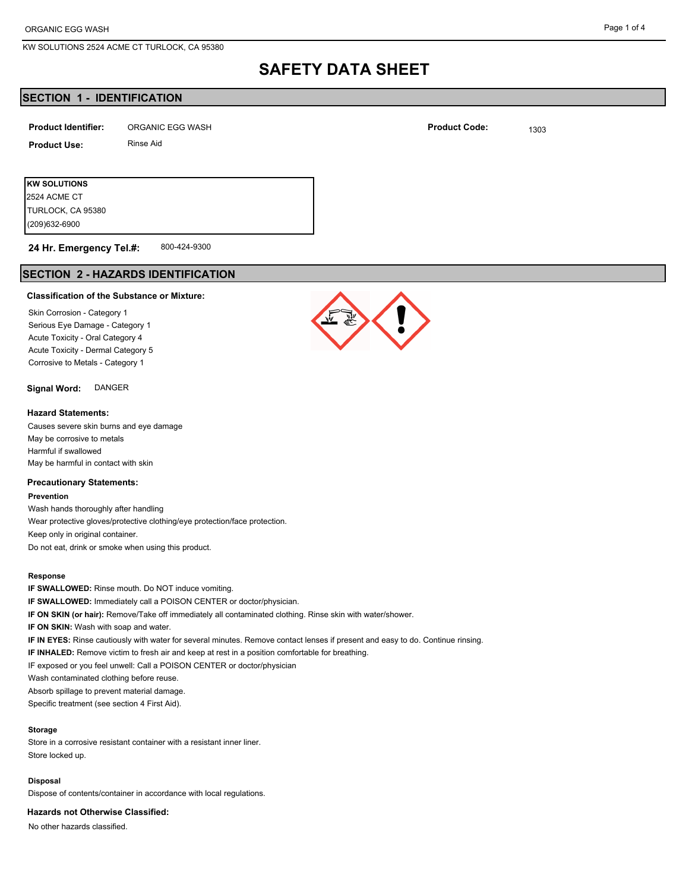# SAFETY DATA SHEET

## SECTION 1 - IDENTIFICATION

**Product Identifier:** ORGANIC EGG WASH

**Product Code:** 1303

**Product Use:** Rinse Aid

**KW SOLUTIONS**
2524 ACME CT
TURLOCK, CA 95380
(209)632-6900

**24 Hr. Emergency Tel.#:** 800-424-9300

## SECTION 2 - HAZARDS IDENTIFICATION

### Classification of the Substance or Mixture:

Skin Corrosion - Category 1
Serious Eye Damage - Category 1
Acute Toxicity - Oral Category 4
Acute Toxicity - Dermal Category 5
Corrosive to Metals - Category 1

**Signal Word:** DANGER

### Hazard Statements:

Causes severe skin burns and eye damage
May be corrosive to metals
Harmful if swallowed
May be harmful in contact with skin

### Precautionary Statements:

**Prevention**

Wash hands thoroughly after handling
Wear protective gloves/protective clothing/eye protection/face protection.
Keep only in original container.
Do not eat, drink or smoke when using this product.

**Response**

**IF SWALLOWED:** Rinse mouth. Do NOT induce vomiting.
**IF SWALLOWED:** Immediately call a POISON CENTER or doctor/physician.
**IF ON SKIN (or hair):** Remove/Take off immediately all contaminated clothing. Rinse skin with water/shower.
**IF ON SKIN:** Wash with soap and water.
**IF IN EYES:** Rinse cautiously with water for several minutes. Remove contact lenses if present and easy to do. Continue rinsing.
**IF INHALED:** Remove victim to fresh air and keep at rest in a position comfortable for breathing.
IF exposed or you feel unwell: Call a POISON CENTER or doctor/physician
Wash contaminated clothing before reuse.
Absorb spillage to prevent material damage.
Specific treatment (see section 4 First Aid).

**Storage**

Store in a corrosive resistant container with a resistant inner liner.
Store locked up.

**Disposal**

Dispose of contents/container in accordance with local regulations.

### Hazards not Otherwise Classified:

No other hazards classified.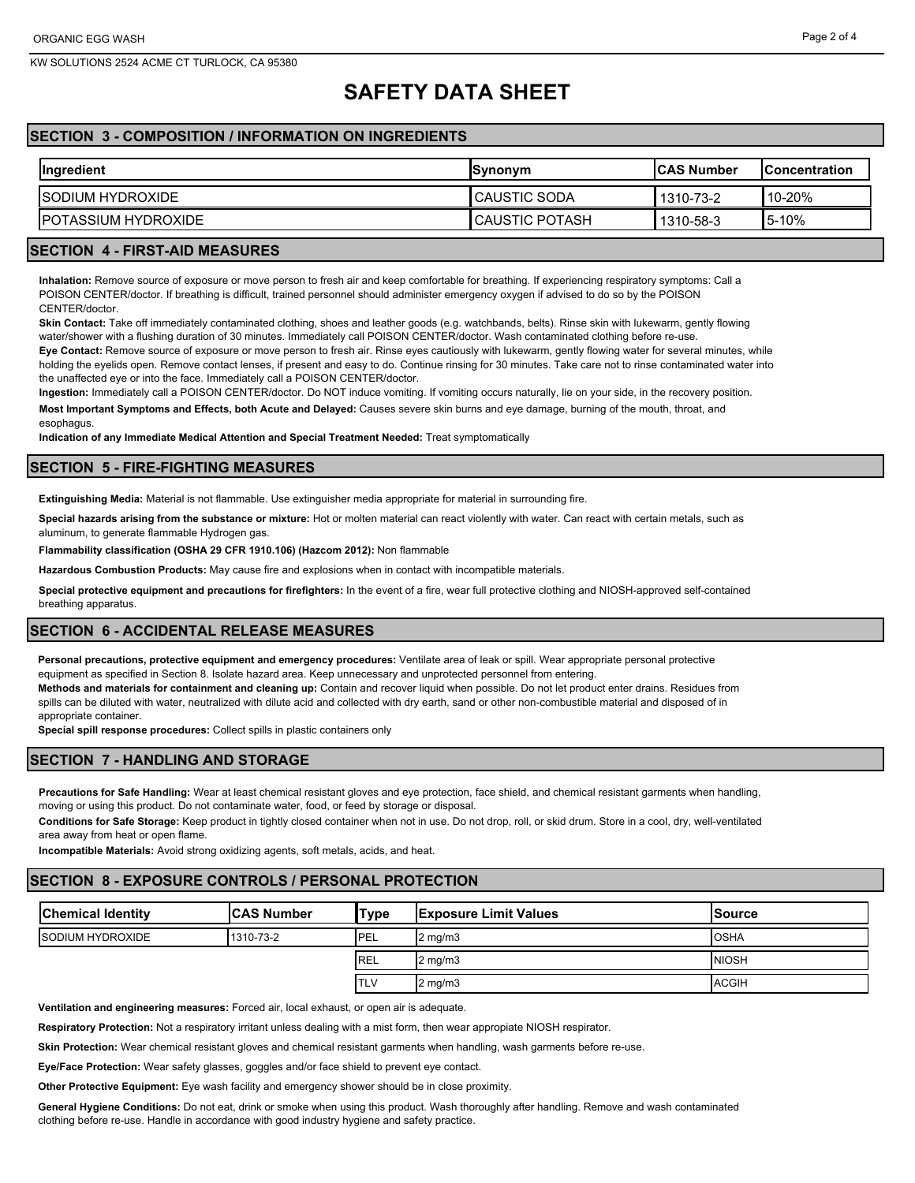# SAFETY DATA SHEET

## SECTION 3 - COMPOSITION / INFORMATION ON INGREDIENTS

| Ingredient | Synonym | CAS Number | Concentration |
|---|---|---|---|
| SODIUM HYDROXIDE | CAUSTIC SODA | 1310-73-2 | 10-20% |
| POTASSIUM HYDROXIDE | CAUSTIC POTASH | 1310-58-3 | 5-10% |

## SECTION 4 - FIRST-AID MEASURES

**Inhalation:** Remove source of exposure or move person to fresh air and keep comfortable for breathing. If experiencing respiratory symptoms: Call a POISON CENTER/doctor. If breathing is difficult, trained personnel should administer emergency oxygen if advised to do so by the POISON CENTER/doctor.

**Skin Contact:** Take off immediately contaminated clothing, shoes and leather goods (e.g. watchbands, belts). Rinse skin with lukewarm, gently flowing water/shower with a flushing duration of 30 minutes. Immediately call POISON CENTER/doctor. Wash contaminated clothing before re-use.

**Eye Contact:** Remove source of exposure or move person to fresh air. Rinse eyes cautiously with lukewarm, gently flowing water for several minutes, while holding the eyelids open. Remove contact lenses, if present and easy to do. Continue rinsing for 30 minutes. Take care not to rinse contaminated water into the unaffected eye or into the face. Immediately call a POISON CENTER/doctor.

**Ingestion:** Immediately call a POISON CENTER/doctor. Do NOT induce vomiting. If vomiting occurs naturally, lie on your side, in the recovery position.

**Most Important Symptoms and Effects, both Acute and Delayed:** Causes severe skin burns and eye damage, burning of the mouth, throat, and esophagus.

**Indication of any Immediate Medical Attention and Special Treatment Needed:** Treat symptomatically

## SECTION 5 - FIRE-FIGHTING MEASURES

**Extinguishing Media:** Material is not flammable. Use extinguisher media appropriate for material in surrounding fire.

**Special hazards arising from the substance or mixture:** Hot or molten material can react violently with water. Can react with certain metals, such as aluminum, to generate flammable Hydrogen gas.

**Flammability classification (OSHA 29 CFR 1910.106) (Hazcom 2012):** Non flammable

**Hazardous Combustion Products:** May cause fire and explosions when in contact with incompatible materials.

**Special protective equipment and precautions for firefighters:** In the event of a fire, wear full protective clothing and NIOSH-approved self-contained breathing apparatus.

## SECTION 6 - ACCIDENTAL RELEASE MEASURES

**Personal precautions, protective equipment and emergency procedures:** Ventilate area of leak or spill. Wear appropriate personal protective equipment as specified in Section 8. Isolate hazard area. Keep unnecessary and unprotected personnel from entering.

**Methods and materials for containment and cleaning up:** Contain and recover liquid when possible. Do not let product enter drains. Residues from spills can be diluted with water, neutralized with dilute acid and collected with dry earth, sand or other non-combustible material and disposed of in appropriate container.

**Special spill response procedures:** Collect spills in plastic containers only

## SECTION 7 - HANDLING AND STORAGE

**Precautions for Safe Handling:** Wear at least chemical resistant gloves and eye protection, face shield, and chemical resistant garments when handling, moving or using this product. Do not contaminate water, food, or feed by storage or disposal.

**Conditions for Safe Storage:** Keep product in tightly closed container when not in use. Do not drop, roll, or skid drum. Store in a cool, dry, well-ventilated area away from heat or open flame.

**Incompatible Materials:** Avoid strong oxidizing agents, soft metals, acids, and heat.

## SECTION 8 - EXPOSURE CONTROLS / PERSONAL PROTECTION

| Chemical Identity | CAS Number | Type | Exposure Limit Values | Source |
|---|---|---|---|---|
| SODIUM HYDROXIDE | 1310-73-2 | PEL | 2 mg/m3 | OSHA |
| | | REL | 2 mg/m3 | NIOSH |
| | | TLV | 2 mg/m3 | ACGIH |

**Ventilation and engineering measures:** Forced air, local exhaust, or open air is adequate.

**Respiratory Protection:** Not a respiratory irritant unless dealing with a mist form, then wear appropiate NIOSH respirator.

**Skin Protection:** Wear chemical resistant gloves and chemical resistant garments when handling, wash garments before re-use.

**Eye/Face Protection:** Wear safety glasses, goggles and/or face shield to prevent eye contact.

**Other Protective Equipment:** Eye wash facility and emergency shower should be in close proximity.

**General Hygiene Conditions:** Do not eat, drink or smoke when using this product. Wash thoroughly after handling. Remove and wash contaminated clothing before re-use. Handle in accordance with good industry hygiene and safety practice.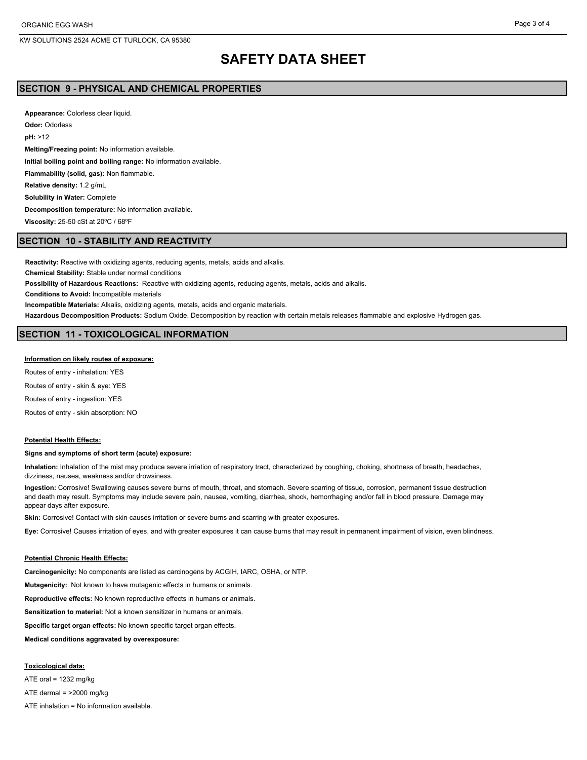# SAFETY DATA SHEET

## SECTION 9 - PHYSICAL AND CHEMICAL PROPERTIES

**Appearance:** Colorless clear liquid.

**Odor:** Odorless

**pH:** >12

**Melting/Freezing point:** No information available.

**Initial boiling point and boiling range:** No information available.

**Flammability (solid, gas):** Non flammable.

**Relative density:** 1.2 g/mL

**Solubility in Water:** Complete

**Decomposition temperature:** No information available.

**Viscosity:** 25-50 cSt at 20ºC / 68ºF

## SECTION 10 - STABILITY AND REACTIVITY

**Reactivity:** Reactive with oxidizing agents, reducing agents, metals, acids and alkalis.

**Chemical Stability:** Stable under normal conditions

**Possibility of Hazardous Reactions:** Reactive with oxidizing agents, reducing agents, metals, acids and alkalis.

**Conditions to Avoid:** Incompatible materials

**Incompatible Materials:** Alkalis, oxidizing agents, metals, acids and organic materials.

**Hazardous Decomposition Products:** Sodium Oxide. Decomposition by reaction with certain metals releases flammable and explosive Hydrogen gas.

## SECTION 11 - TOXICOLOGICAL INFORMATION

**Information on likely routes of exposure:**

Routes of entry - inhalation: YES

Routes of entry - skin & eye: YES

Routes of entry - ingestion: YES

Routes of entry - skin absorption: NO

**Potential Health Effects:**

**Signs and symptoms of short term (acute) exposure:**

**Inhalation:** Inhalation of the mist may produce severe irriation of respiratory tract, characterized by coughing, choking, shortness of breath, headaches, dizziness, nausea, weakness and/or drowsiness.

**Ingestion:** Corrosive! Swallowing causes severe burns of mouth, throat, and stomach. Severe scarring of tissue, corrosion, permanent tissue destruction and death may result. Symptoms may include severe pain, nausea, vomiting, diarrhea, shock, hemorrhaging and/or fall in blood pressure. Damage may appear days after exposure.

**Skin:** Corrosive! Contact with skin causes irritation or severe burns and scarring with greater exposures.

**Eye:** Corrosive! Causes irritation of eyes, and with greater exposures it can cause burns that may result in permanent impairment of vision, even blindness.

**Potential Chronic Health Effects:**

**Carcinogenicity:** No components are listed as carcinogens by ACGIH, IARC, OSHA, or NTP.

**Mutagenicity:** Not known to have mutagenic effects in humans or animals.

**Reproductive effects:** No known reproductive effects in humans or animals.

**Sensitization to material:** Not a known sensitizer in humans or animals.

**Specific target organ effects:** No known specific target organ effects.

**Medical conditions aggravated by overexposure:**

**Toxicological data:**

ATE oral = 1232 mg/kg

ATE dermal = >2000 mg/kg

ATE inhalation = No information available.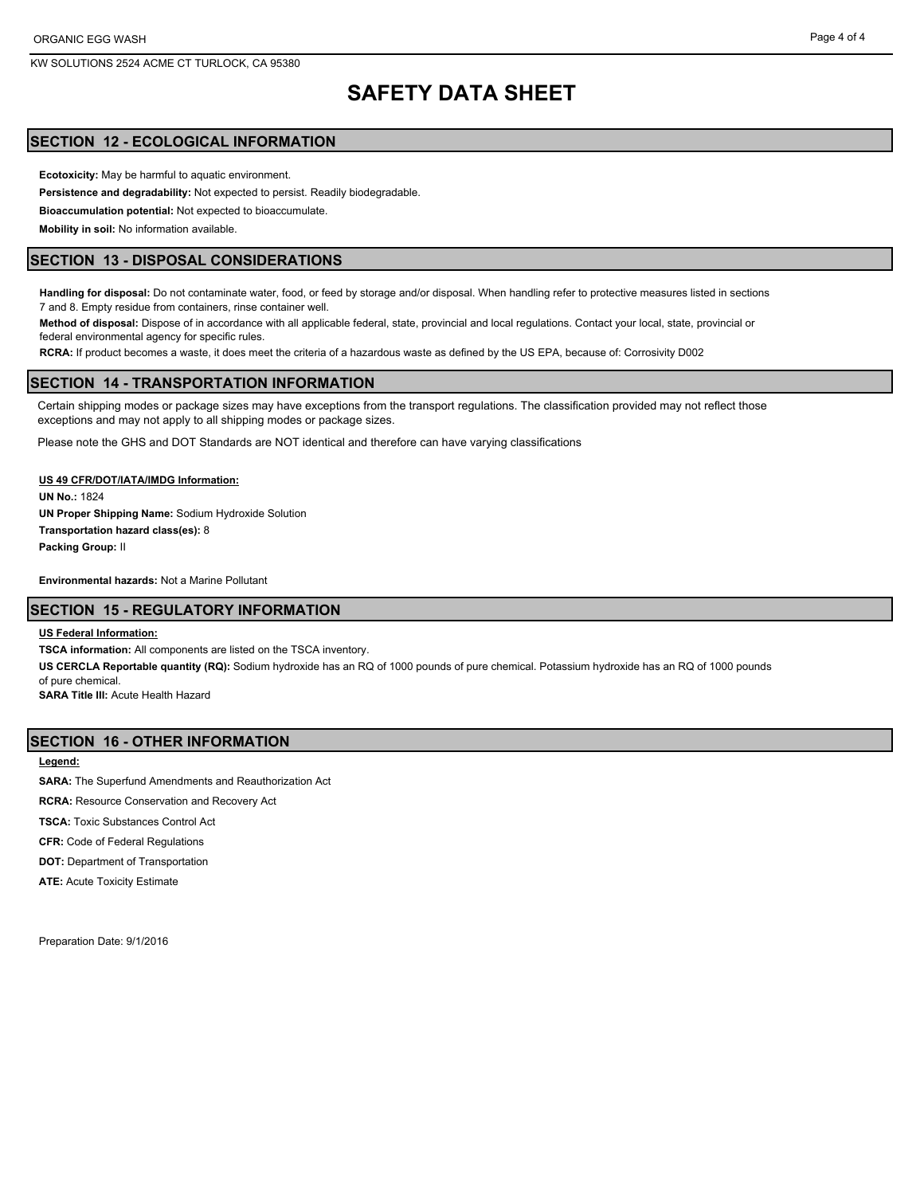# SAFETY DATA SHEET

## SECTION 12 - ECOLOGICAL INFORMATION

**Ecotoxicity:** May be harmful to aquatic environment.

**Persistence and degradability:** Not expected to persist. Readily biodegradable.

**Bioaccumulation potential:** Not expected to bioaccumulate.

**Mobility in soil:** No information available.

## SECTION 13 - DISPOSAL CONSIDERATIONS

**Handling for disposal:** Do not contaminate water, food, or feed by storage and/or disposal. When handling refer to protective measures listed in sections 7 and 8. Empty residue from containers, rinse container well.

**Method of disposal:** Dispose of in accordance with all applicable federal, state, provincial and local regulations. Contact your local, state, provincial or federal environmental agency for specific rules.

**RCRA:** If product becomes a waste, it does meet the criteria of a hazardous waste as defined by the US EPA, because of: Corrosivity D002

## SECTION 14 - TRANSPORTATION INFORMATION

Certain shipping modes or package sizes may have exceptions from the transport regulations. The classification provided may not reflect those exceptions and may not apply to all shipping modes or package sizes.

Please note the GHS and DOT Standards are NOT identical and therefore can have varying classifications

**US 49 CFR/DOT/IATA/IMDG Information:**

**UN No.:** 1824

**UN Proper Shipping Name:** Sodium Hydroxide Solution

**Transportation hazard class(es):** 8

**Packing Group:** II

**Environmental hazards:** Not a Marine Pollutant

## SECTION 15 - REGULATORY INFORMATION

**US Federal Information:**

**TSCA information:** All components are listed on the TSCA inventory.

**US CERCLA Reportable quantity (RQ):** Sodium hydroxide has an RQ of 1000 pounds of pure chemical. Potassium hydroxide has an RQ of 1000 pounds of pure chemical.

**SARA Title III:** Acute Health Hazard

## SECTION 16 - OTHER INFORMATION

**Legend:**

**SARA:** The Superfund Amendments and Reauthorization Act

**RCRA:** Resource Conservation and Recovery Act

**TSCA:** Toxic Substances Control Act

**CFR:** Code of Federal Regulations

**DOT:** Department of Transportation

**ATE:** Acute Toxicity Estimate

Preparation Date: 9/1/2016